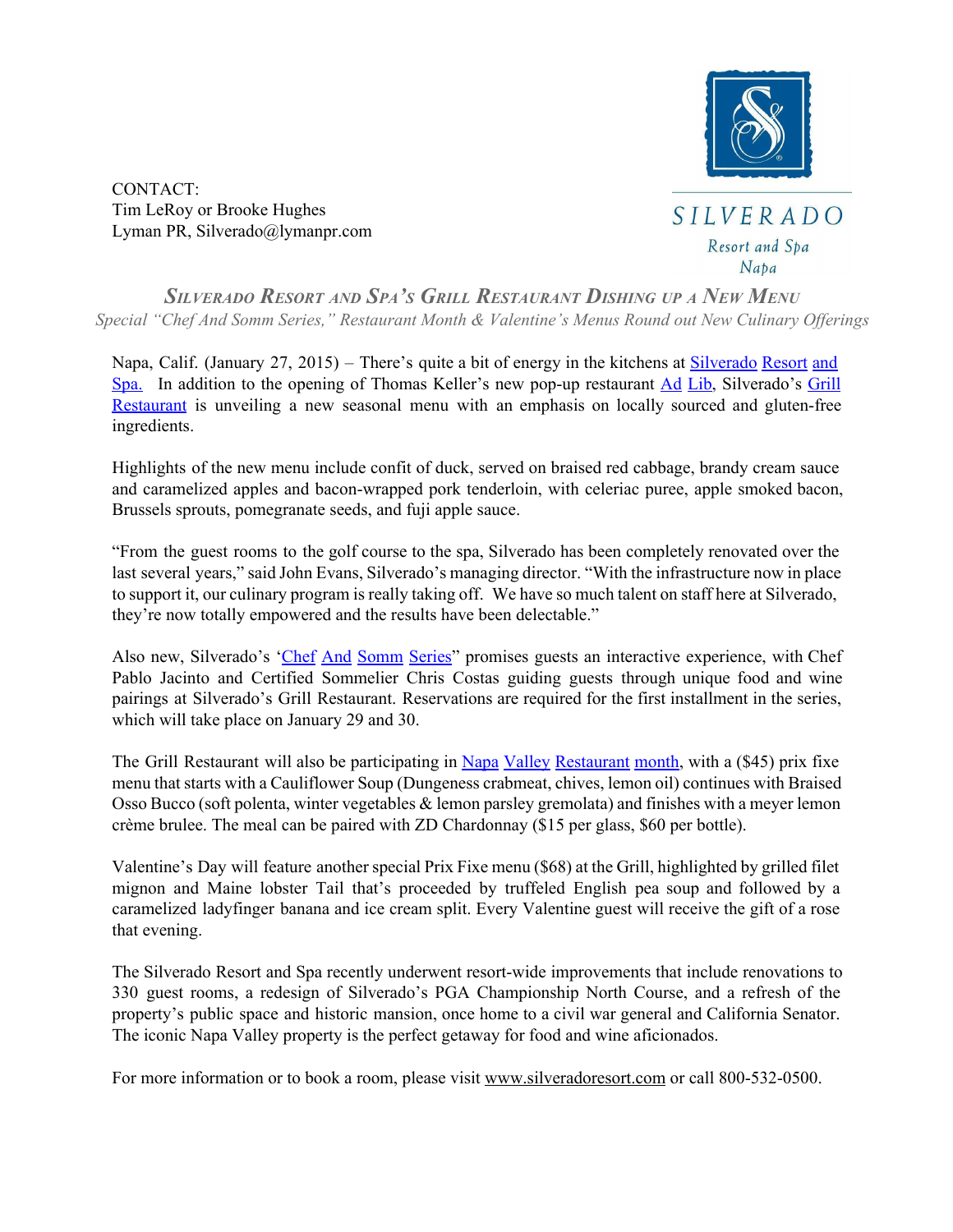CONTACT:
Tim LeRoy or Brooke Hughes
Lyman PR, Silverado@lymanpr.com

SILVERADO
Resort and Spa
Napa

# *Silverado Resort and Spa's Grill Restaurant Dishing up a New Menu*

*Special "Chef And Somm Series," Restaurant Month & Valentine's Menus Round out New Culinary Offerings*

Napa, Calif. (January 27, 2015) – There's quite a bit of energy in the kitchens at Silverado Resort and Spa. In addition to the opening of Thomas Keller's new pop-up restaurant Ad Lib, Silverado's Grill Restaurant is unveiling a new seasonal menu with an emphasis on locally sourced and gluten-free ingredients.

Highlights of the new menu include confit of duck, served on braised red cabbage, brandy cream sauce and caramelized apples and bacon-wrapped pork tenderloin, with celeriac puree, apple smoked bacon, Brussels sprouts, pomegranate seeds, and fuji apple sauce.

"From the guest rooms to the golf course to the spa, Silverado has been completely renovated over the last several years," said John Evans, Silverado's managing director. "With the infrastructure now in place to support it, our culinary program is really taking off. We have so much talent on staff here at Silverado, they're now totally empowered and the results have been delectable."

Also new, Silverado's 'Chef And Somm Series" promises guests an interactive experience, with Chef Pablo Jacinto and Certified Sommelier Chris Costas guiding guests through unique food and wine pairings at Silverado's Grill Restaurant. Reservations are required for the first installment in the series, which will take place on January 29 and 30.

The Grill Restaurant will also be participating in Napa Valley Restaurant month, with a ($45) prix fixe menu that starts with a Cauliflower Soup (Dungeness crabmeat, chives, lemon oil) continues with Braised Osso Bucco (soft polenta, winter vegetables & lemon parsley gremolata) and finishes with a meyer lemon crème brulee. The meal can be paired with ZD Chardonnay ($15 per glass, $60 per bottle).

Valentine's Day will feature another special Prix Fixe menu ($68) at the Grill, highlighted by grilled filet mignon and Maine lobster Tail that's proceeded by truffeled English pea soup and followed by a caramelized ladyfinger banana and ice cream split. Every Valentine guest will receive the gift of a rose that evening.

The Silverado Resort and Spa recently underwent resort-wide improvements that include renovations to 330 guest rooms, a redesign of Silverado's PGA Championship North Course, and a refresh of the property's public space and historic mansion, once home to a civil war general and California Senator. The iconic Napa Valley property is the perfect getaway for food and wine aficionados.

For more information or to book a room, please visit www.silveradoresort.com or call 800-532-0500.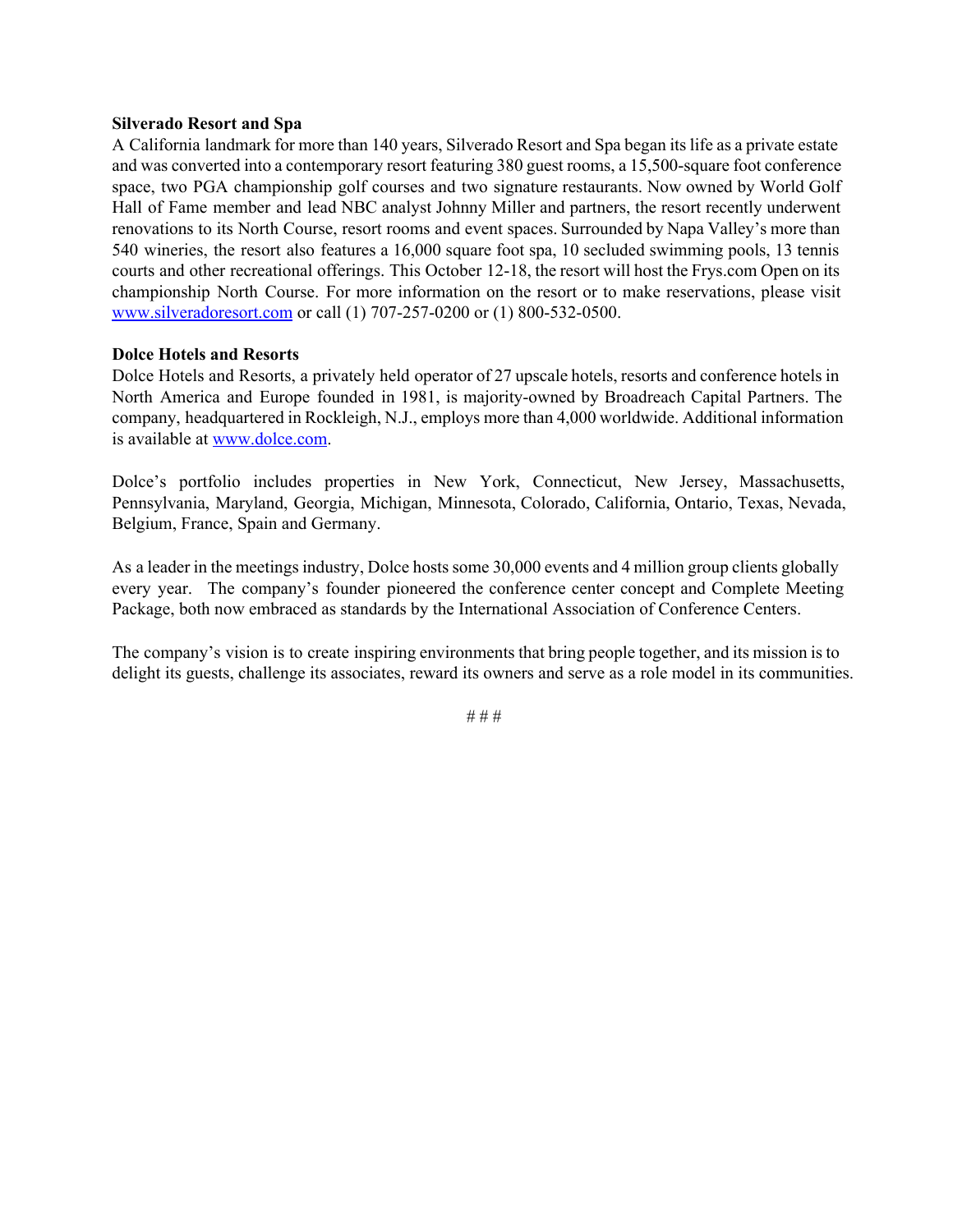**Silverado Resort and Spa**

A California landmark for more than 140 years, Silverado Resort and Spa began its life as a private estate and was converted into a contemporary resort featuring 380 guest rooms, a 15,500-square foot conference space, two PGA championship golf courses and two signature restaurants. Now owned by World Golf Hall of Fame member and lead NBC analyst Johnny Miller and partners, the resort recently underwent renovations to its North Course, resort rooms and event spaces. Surrounded by Napa Valley's more than 540 wineries, the resort also features a 16,000 square foot spa, 10 secluded swimming pools, 13 tennis courts and other recreational offerings. This October 12-18, the resort will host the Frys.com Open on its championship North Course. For more information on the resort or to make reservations, please visit [www.silveradoresort.com](http://www.silveradoresort.com) or call (1) 707-257-0200 or (1) 800-532-0500.

**Dolce Hotels and Resorts**

Dolce Hotels and Resorts, a privately held operator of 27 upscale hotels, resorts and conference hotels in North America and Europe founded in 1981, is majority-owned by Broadreach Capital Partners. The company, headquartered in Rockleigh, N.J., employs more than 4,000 worldwide. Additional information is available at [www.dolce.com](http://www.dolce.com).

Dolce's portfolio includes properties in New York, Connecticut, New Jersey, Massachusetts, Pennsylvania, Maryland, Georgia, Michigan, Minnesota, Colorado, California, Ontario, Texas, Nevada, Belgium, France, Spain and Germany.

As a leader in the meetings industry, Dolce hosts some 30,000 events and 4 million group clients globally every year. The company's founder pioneered the conference center concept and Complete Meeting Package, both now embraced as standards by the International Association of Conference Centers.

The company's vision is to create inspiring environments that bring people together, and its mission is to delight its guests, challenge its associates, reward its owners and serve as a role model in its communities.

# # #